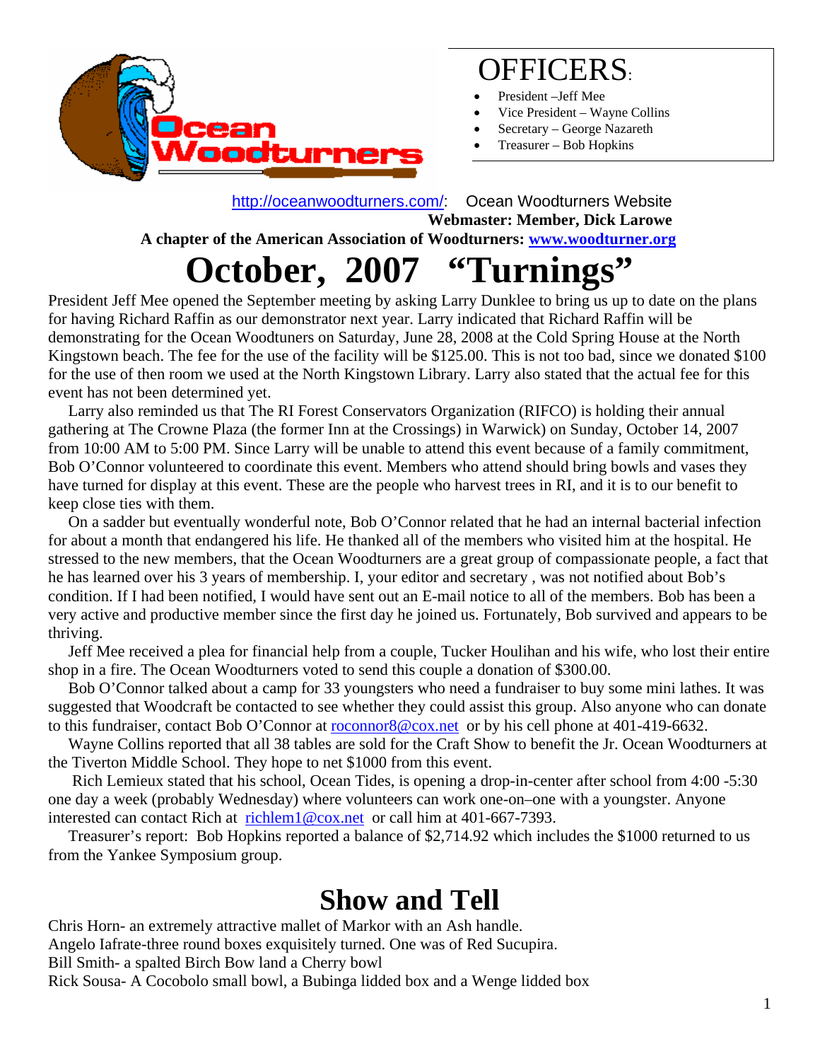Ocean Woodturners

# OFFICERS:

- President –Jeff Mee
- Vice President – Wayne Collins
- Sectrary – George Nazareth
- Treasurer – Bob Hopkins

http://oceanwoodturners.com/: Ocean Woodturners Website

**Webmaster: Member, Dick Larowe**

**A chapter of the American Association of Woodturners: www.woodturner.org**

# October, 2007 "Turnings"

President Jeff Mee opened the September meeting by asking Larry Dunklee to bring us up to date on the plans for having Richard Raffin as our demonstrator next year. Larry indicated that Richard Raffin will be demonstrating for the Ocean Woodtuners on Saturday, June 28, 2008 at the Cold Spring House at the North Kingstown beach. The fee for the use of the facility will be $125.00. This is not too bad, since we donated $100 for the use of then room we used at the North Kingstown Library. Larry also stated that the actual fee for this event has not been determined yet.

Larry also reminded us that The RI Forest Conservators Organization (RIFCO) is holding their annual gathering at The Crowne Plaza (the former Inn at the Crossings) in Warwick) on Sunday, October 14, 2007 from 10:00 AM to 5:00 PM. Since Larry will be unable to attend this event because of a family commitment, Bob O'Connor volunteered to coordinate this event. Members who attend should bring bowls and vases they have turned for display at this event. These are the people who harvest trees in RI, and it is to our benefit to keep close ties with them.

On a sadder but eventually wonderful note, Bob O'Connor related that he had an internal bacterial infection for about a month that endangered his life. He thanked all of the members who visited him at the hospital. He stressed to the new members, that the Ocean Woodturners are a great group of compassionate people, a fact that he has learned over his 3 years of membership. I, your editor and secretary , was not notified about Bob's condition. If I had been notified, I would have sent out an E-mail notice to all of the members. Bob has been a very active and productive member since the first day he joined us. Fortunately, Bob survived and appears to be thriving.

Jeff Mee received a plea for financial help from a couple, Tucker Houlihan and his wife, who lost their entire shop in a fire. The Ocean Woodturners voted to send this couple a donation of $300.00.

Bob O'Connor talked about a camp for 33 youngsters who need a fundraiser to buy some mini lathes. It was suggested that Woodcraft be contacted to see whether they could assist this group. Also anyone who can donate to this fundraiser, contact Bob O'Connor at roconnor8@cox.net or by his cell phone at 401-419-6632.

Wayne Collins reported that all 38 tables are sold for the Craft Show to benefit the Jr. Ocean Woodturners at the Tiverton Middle School. They hope to net $1000 from this event.

Rich Lemieux stated that his school, Ocean Tides, is opening a drop-in-center after school from 4:00 -5:30 one day a week (probably Wednesday) where volunteers can work one-on–one with a youngster. Anyone interested can contact Rich at richlem1@cox.net or call him at 401-667-7393.

Treasurer's report: Bob Hopkins reported a balance of $2,714.92 which includes the $1000 returned to us from the Yankee Symposium group.

## Show and Tell

Chris Horn- an extremely attractive mallet of Markor with an Ash handle.
Angelo Iafrate-three round boxes exquisitely turned. One was of Red Sucupira.
Bill Smith- a spalted Birch Bow land a Cherry bowl
Rick Sousa- A Cocobolo small bowl, a Bubinga lidded box and a Wenge lidded box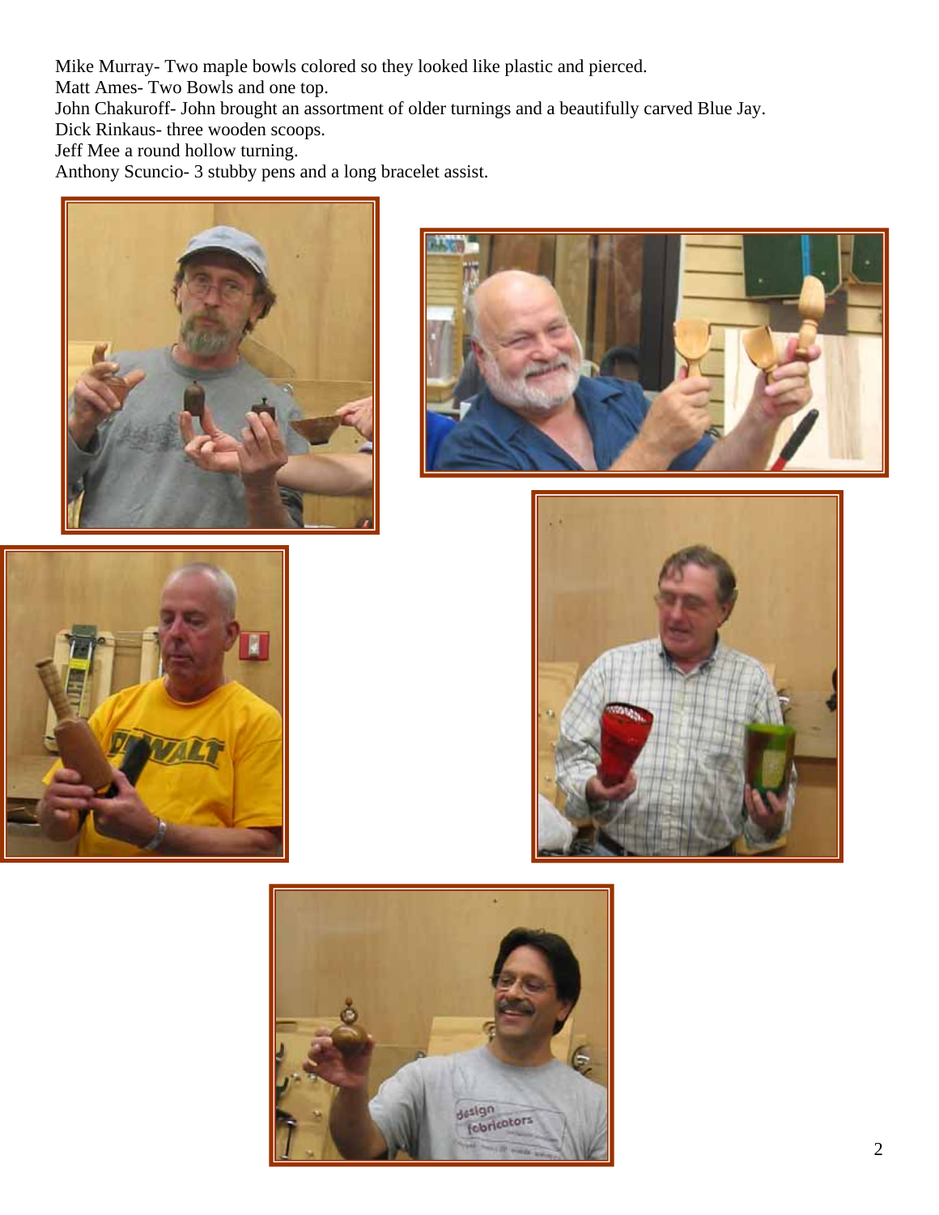Mike Murray- Two maple bowls colored so they looked like plastic and pierced.
Matt Ames- Two Bowls and one top.
John Chakuroff- John brought an assortment of older turnings and a beautifully carved Blue Jay.
Dick Rinkaus- three wooden scoops.
Jeff Mee a round hollow turning.
Anthony Scuncio- 3 stubby pens and a long bracelet assist.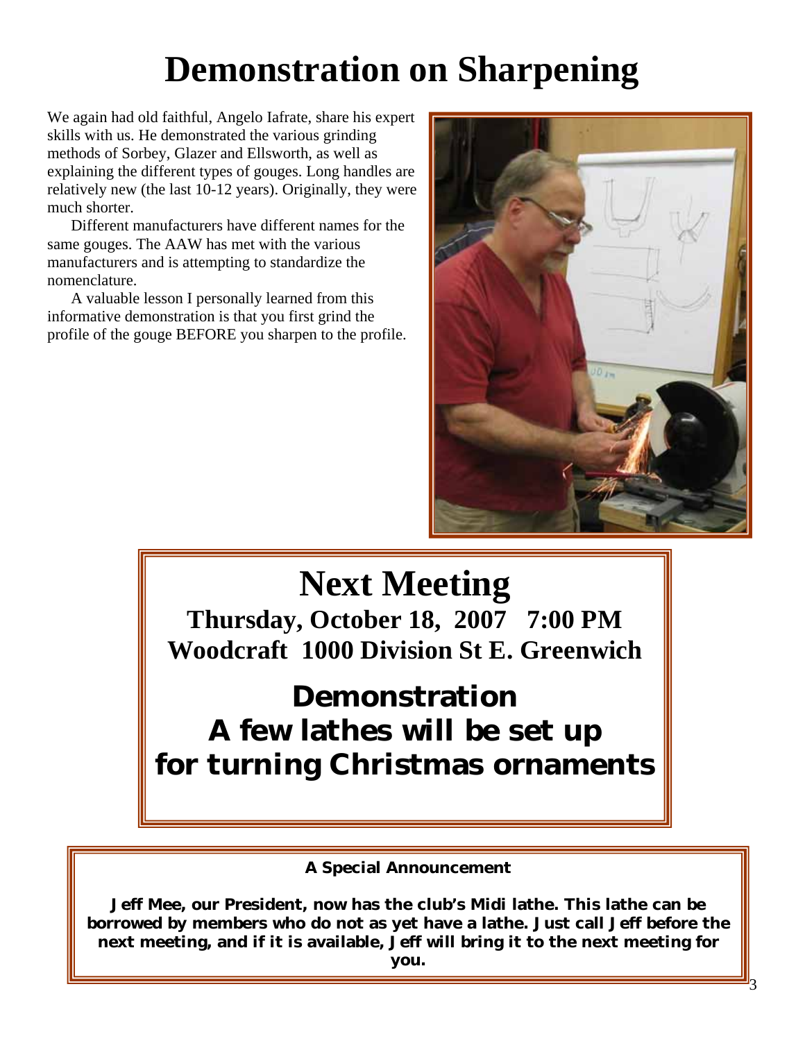# Demonstration on Sharpening

We again had old faithful, Angelo Iafrate, share his expert skills with us. He demonstrated the various grinding methods of Sorbey, Glazer and Ellsworth, as well as explaining the different types of gouges. Long handles are relatively new (the last 10-12 years). Originally, they were much shorter.

Different manufacturers have different names for the same gouges. The AAW has met with the various manufacturers and is attempting to standardize the nomenclature.

A valuable lesson I personally learned from this informative demonstration is that you first grind the profile of the gouge BEFORE you sharpen to the profile.

# Next Meeting

## Thursday, October 18, 2007 7:00 PM
## Woodcraft 1000 Division St E. Greenwich

## Demonstration
## A few lathes will be set up for turning Christmas ornaments

**A Special Announcement**

**Jeff Mee, our President, now has the club's Midi lathe. This lathe can be borrowed by members who do not as yet have a lathe. Just call Jeff before the next meeting, and if it is available, Jeff will bring it to the next meeting for you.**